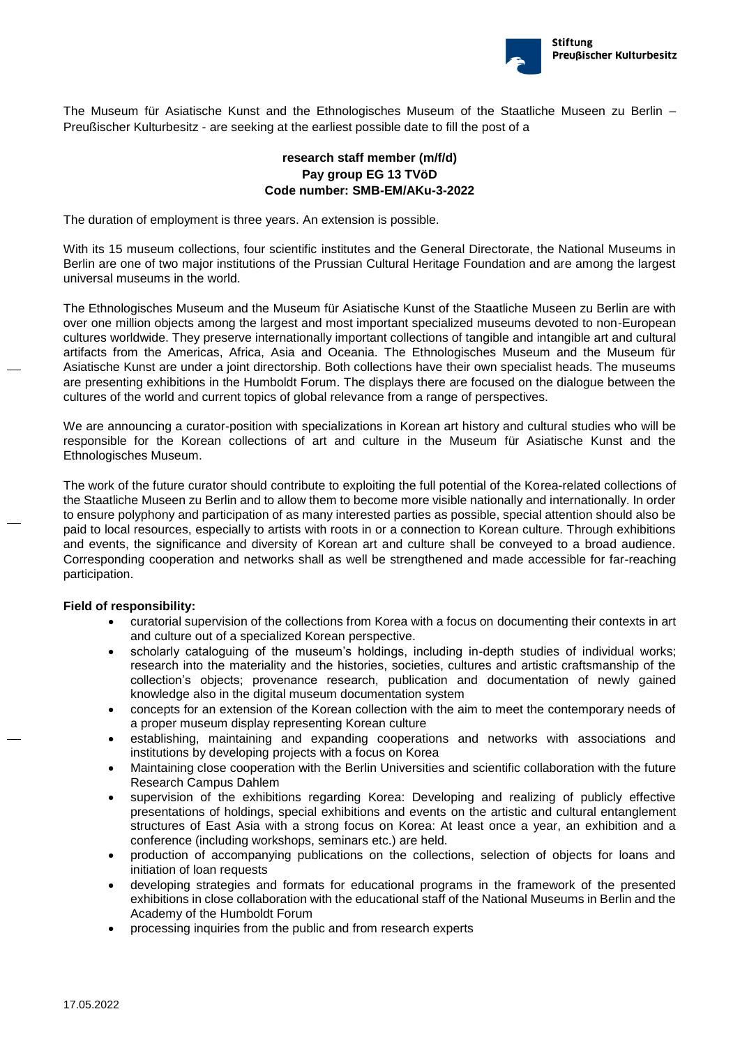The Museum für Asiatische Kunst and the Ethnologisches Museum of the Staatliche Museen zu Berlin – Preußischer Kulturbesitz - are seeking at the earliest possible date to fill the post of a

**research staff member (m/f/d)**
**Pay group EG 13 TVöD**
**Code number: SMB-EM/AKu-3-2022**

The duration of employment is three years. An extension is possible.

With its 15 museum collections, four scientific institutes and the General Directorate, the National Museums in Berlin are one of two major institutions of the Prussian Cultural Heritage Foundation and are among the largest universal museums in the world.

The Ethnologisches Museum and the Museum für Asiatische Kunst of the Staatliche Museen zu Berlin are with over one million objects among the largest and most important specialized museums devoted to non-European cultures worldwide. They preserve internationally important collections of tangible and intangible art and cultural artifacts from the Americas, Africa, Asia and Oceania. The Ethnologisches Museum and the Museum für Asiatische Kunst are under a joint directorship. Both collections have their own specialist heads. The museums are presenting exhibitions in the Humboldt Forum. The displays there are focused on the dialogue between the cultures of the world and current topics of global relevance from a range of perspectives.

We are announcing a curator-position with specializations in Korean art history and cultural studies who will be responsible for the Korean collections of art and culture in the Museum für Asiatische Kunst and the Ethnologisches Museum.

The work of the future curator should contribute to exploiting the full potential of the Korea-related collections of the Staatliche Museen zu Berlin and to allow them to become more visible nationally and internationally. In order to ensure polyphony and participation of as many interested parties as possible, special attention should also be paid to local resources, especially to artists with roots in or a connection to Korean culture. Through exhibitions and events, the significance and diversity of Korean art and culture shall be conveyed to a broad audience. Corresponding cooperation and networks shall as well be strengthened and made accessible for far-reaching participation.

**Field of responsibility:**

- curatorial supervision of the collections from Korea with a focus on documenting their contexts in art and culture out of a specialized Korean perspective.
- scholarly cataloguing of the museum's holdings, including in-depth studies of individual works; research into the materiality and the histories, societies, cultures and artistic craftsmanship of the collection's objects; provenance research, publication and documentation of newly gained knowledge also in the digital museum documentation system
- concepts for an extension of the Korean collection with the aim to meet the contemporary needs of a proper museum display representing Korean culture
- establishing, maintaining and expanding cooperations and networks with associations and institutions by developing projects with a focus on Korea
- Maintaining close cooperation with the Berlin Universities and scientific collaboration with the future Research Campus Dahlem
- supervision of the exhibitions regarding Korea: Developing and realizing of publicly effective presentations of holdings, special exhibitions and events on the artistic and cultural entanglement structures of East Asia with a strong focus on Korea: At least once a year, an exhibition and a conference (including workshops, seminars etc.) are held.
- production of accompanying publications on the collections, selection of objects for loans and initiation of loan requests
- developing strategies and formats for educational programs in the framework of the presented exhibitions in close collaboration with the educational staff of the National Museums in Berlin and the Academy of the Humboldt Forum
- processing inquiries from the public and from research experts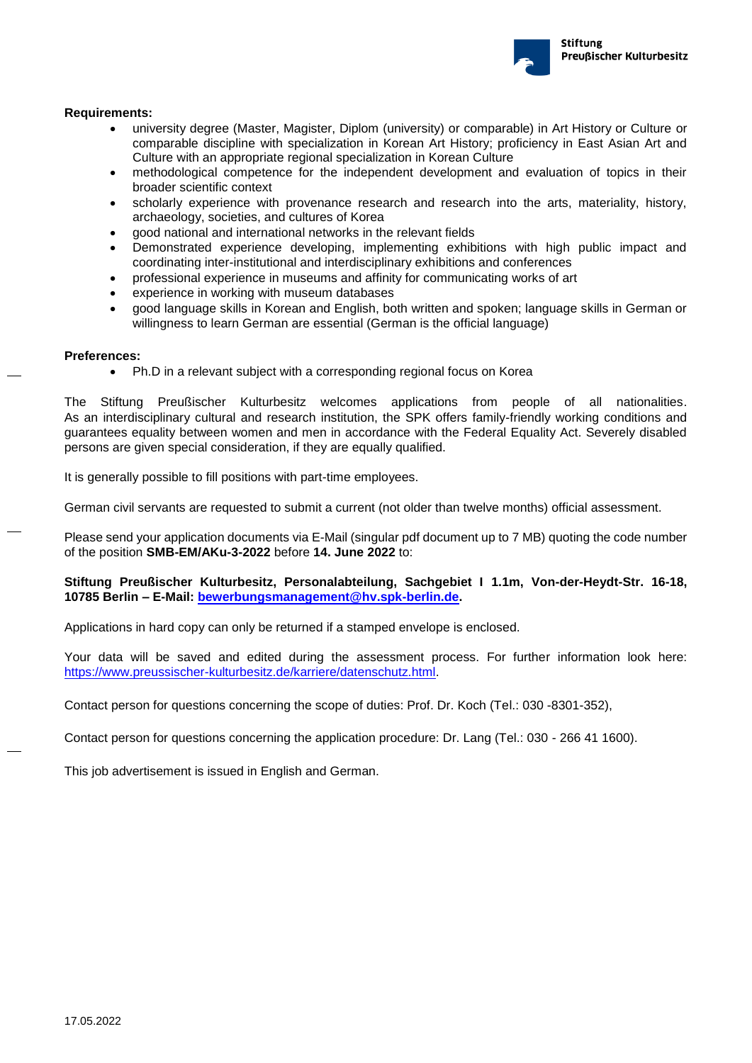**Requirements:**

- university degree (Master, Magister, Diplom (university) or comparable) in Art History or Culture or comparable discipline with specialization in Korean Art History; proficiency in East Asian Art and Culture with an appropriate regional specialization in Korean Culture
- methodological competence for the independent development and evaluation of topics in their broader scientific context
- scholarly experience with provenance research and research into the arts, materiality, history, archaeology, societies, and cultures of Korea
- good national and international networks in the relevant fields
- Demonstrated experience developing, implementing exhibitions with high public impact and coordinating inter-institutional and interdisciplinary exhibitions and conferences
- professional experience in museums and affinity for communicating works of art
- experience in working with museum databases
- good language skills in Korean and English, both written and spoken; language skills in German or willingness to learn German are essential (German is the official language)

**Preferences:**

- Ph.D in a relevant subject with a corresponding regional focus on Korea

The Stiftung Preußischer Kulturbesitz welcomes applications from people of all nationalities. As an interdisciplinary cultural and research institution, the SPK offers family-friendly working conditions and guarantees equality between women and men in accordance with the Federal Equality Act. Severely disabled persons are given special consideration, if they are equally qualified.

It is generally possible to fill positions with part-time employees.

German civil servants are requested to submit a current (not older than twelve months) official assessment.

Please send your application documents via E-Mail (singular pdf document up to 7 MB) quoting the code number of the position **SMB-EM/AKu-3-2022** before **14. June 2022** to:

**Stiftung Preußischer Kulturbesitz, Personalabteilung, Sachgebiet I 1.1m, Von-der-Heydt-Str. 16-18, 10785 Berlin – E-Mail: bewerbungsmanagement@hv.spk-berlin.de.**

Applications in hard copy can only be returned if a stamped envelope is enclosed.

Your data will be saved and edited during the assessment process. For further information look here: https://www.preussischer-kulturbesitz.de/karriere/datenschutz.html.

Contact person for questions concerning the scope of duties: Prof. Dr. Koch (Tel.: 030 -8301-352),

Contact person for questions concerning the application procedure: Dr. Lang (Tel.: 030 - 266 41 1600).

This job advertisement is issued in English and German.

17.05.2022